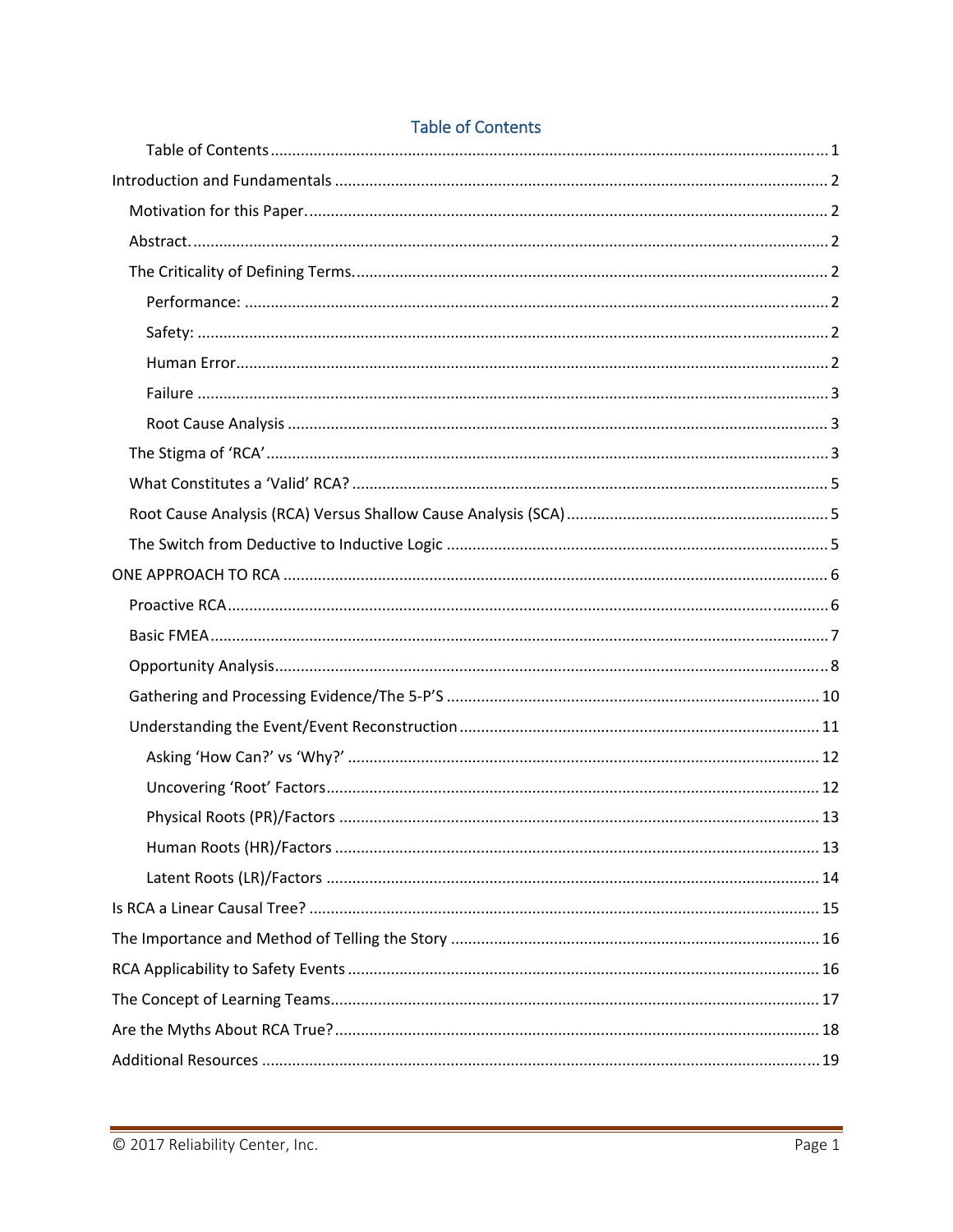# Table of Contents

- Table of Contents ..... 1
- Introduction and Fundamentals ..... 2
  - Motivation for this Paper. ..... 2
  - Abstract. ..... 2
  - The Criticality of Defining Terms. ..... 2
    - Performance: ..... 2
    - Safety: ..... 2
    - Human Error ..... 2
    - Failure ..... 3
    - Root Cause Analysis ..... 3
  - The Stigma of 'RCA' ..... 3
  - What Constitutes a 'Valid' RCA? ..... 5
  - Root Cause Analysis (RCA) Versus Shallow Cause Analysis (SCA) ..... 5
  - The Switch from Deductive to Inductive Logic ..... 5
- ONE APPROACH TO RCA ..... 6
  - Proactive RCA ..... 6
  - Basic FMEA ..... 7
  - Opportunity Analysis ..... 8
  - Gathering and Processing Evidence/The 5-P'S ..... 10
  - Understanding the Event/Event Reconstruction ..... 11
    - Asking 'How Can?' vs 'Why?' ..... 12
    - Uncovering 'Root' Factors ..... 12
    - Physical Roots (PR)/Factors ..... 13
    - Human Roots (HR)/Factors ..... 13
    - Latent Roots (LR)/Factors ..... 14
- Is RCA a Linear Causal Tree? ..... 15
- The Importance and Method of Telling the Story ..... 16
- RCA Applicability to Safety Events ..... 16
- The Concept of Learning Teams ..... 17
- Are the Myths About RCA True? ..... 18
- Additional Resources ..... 19

© 2017 Reliability Center, Inc.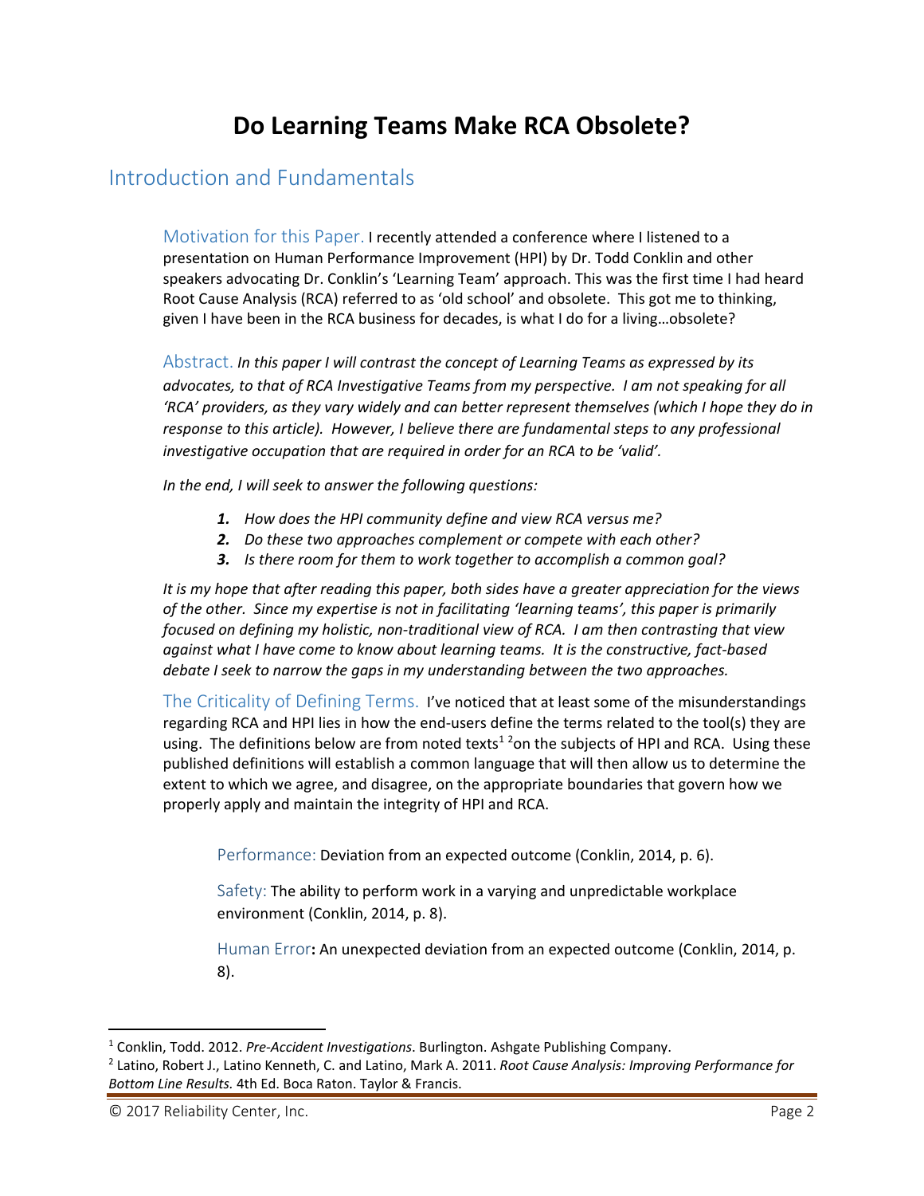# Do Learning Teams Make RCA Obsolete?

## Introduction and Fundamentals

### Motivation for this Paper.

I recently attended a conference where I listened to a presentation on Human Performance Improvement (HPI) by Dr. Todd Conklin and other speakers advocating Dr. Conklin's 'Learning Team' approach. This was the first time I had heard Root Cause Analysis (RCA) referred to as 'old school' and obsolete. This got me to thinking, given I have been in the RCA business for decades, is what I do for a living…obsolete?

### Abstract.

*In this paper I will contrast the concept of Learning Teams as expressed by its advocates, to that of RCA Investigative Teams from my perspective. I am not speaking for all 'RCA' providers, as they vary widely and can better represent themselves (which I hope they do in response to this article). However, I believe there are fundamental steps to any professional investigative occupation that are required in order for an RCA to be 'valid'.*

*In the end, I will seek to answer the following questions:*

1. *How does the HPI community define and view RCA versus me?*
2. *Do these two approaches complement or compete with each other?*
3. *Is there room for them to work together to accomplish a common goal?*

*It is my hope that after reading this paper, both sides have a greater appreciation for the views of the other. Since my expertise is not in facilitating 'learning teams', this paper is primarily focused on defining my holistic, non-traditional view of RCA. I am then contrasting that view against what I have come to know about learning teams. It is the constructive, fact-based debate I seek to narrow the gaps in my understanding between the two approaches.*

### The Criticality of Defining Terms.

I've noticed that at least some of the misunderstandings regarding RCA and HPI lies in how the end-users define the terms related to the tool(s) they are using. The definitions below are from noted texts[1] [2]on the subjects of HPI and RCA. Using these published definitions will establish a common language that will then allow us to determine the extent to which we agree, and disagree, on the appropriate boundaries that govern how we properly apply and maintain the integrity of HPI and RCA.

Performance: Deviation from an expected outcome (Conklin, 2014, p. 6).

Safety: The ability to perform work in a varying and unpredictable workplace environment (Conklin, 2014, p. 8).

Human Error**:** An unexpected deviation from an expected outcome (Conklin, 2014, p. 8).

---

[1] Conklin, Todd. 2012. *Pre-Accident Investigations*. Burlington. Ashgate Publishing Company.

[2] Latino, Robert J., Latino Kenneth, C. and Latino, Mark A. 2011. *Root Cause Analysis: Improving Performance for Bottom Line Results.* 4th Ed. Boca Raton. Taylor & Francis.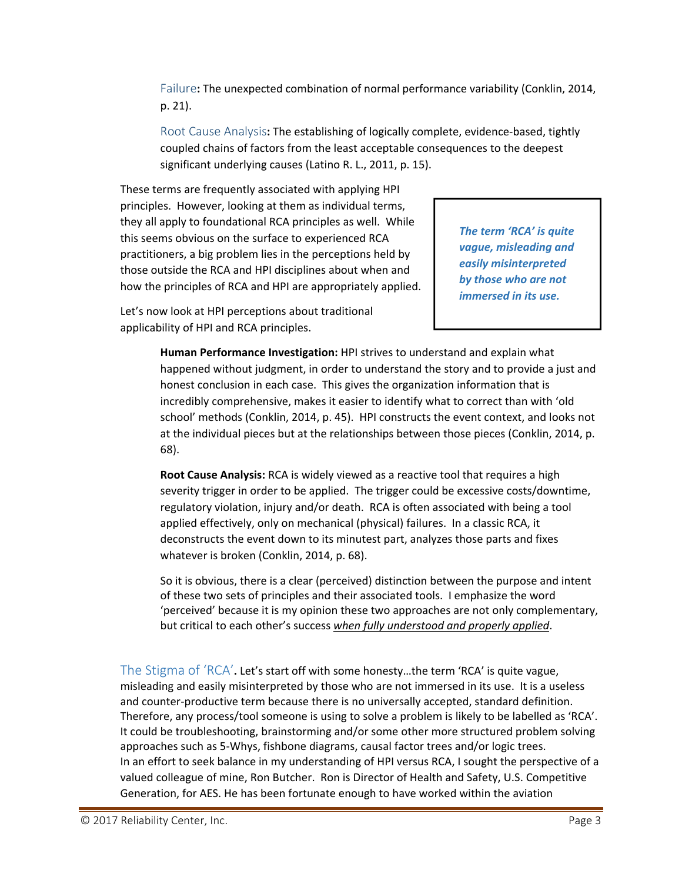Failure**:** The unexpected combination of normal performance variability (Conklin, 2014, p. 21).

Root Cause Analysis**:** The establishing of logically complete, evidence-based, tightly coupled chains of factors from the least acceptable consequences to the deepest significant underlying causes (Latino R. L., 2011, p. 15).

These terms are frequently associated with applying HPI principles. However, looking at them as individual terms, they all apply to foundational RCA principles as well. While this seems obvious on the surface to experienced RCA practitioners, a big problem lies in the perceptions held by those outside the RCA and HPI disciplines about when and how the principles of RCA and HPI are appropriately applied.

> ***The term 'RCA' is quite vague, misleading and easily misinterpreted by those who are not immersed in its use.***

Let's now look at HPI perceptions about traditional applicability of HPI and RCA principles.

**Human Performance Investigation:** HPI strives to understand and explain what happened without judgment, in order to understand the story and to provide a just and honest conclusion in each case. This gives the organization information that is incredibly comprehensive, makes it easier to identify what to correct than with 'old school' methods (Conklin, 2014, p. 45). HPI constructs the event context, and looks not at the individual pieces but at the relationships between those pieces (Conklin, 2014, p. 68).

**Root Cause Analysis:** RCA is widely viewed as a reactive tool that requires a high severity trigger in order to be applied. The trigger could be excessive costs/downtime, regulatory violation, injury and/or death. RCA is often associated with being a tool applied effectively, only on mechanical (physical) failures. In a classic RCA, it deconstructs the event down to its minutest part, analyzes those parts and fixes whatever is broken (Conklin, 2014, p. 68).

So it is obvious, there is a clear (perceived) distinction between the purpose and intent of these two sets of principles and their associated tools. I emphasize the word 'perceived' because it is my opinion these two approaches are not only complementary, but critical to each other's success *<u>when fully understood and properly applied</u>*.

The Stigma of 'RCA'**.** Let's start off with some honesty…the term 'RCA' is quite vague, misleading and easily misinterpreted by those who are not immersed in its use. It is a useless and counter-productive term because there is no universally accepted, standard definition. Therefore, any process/tool someone is using to solve a problem is likely to be labelled as 'RCA'. It could be troubleshooting, brainstorming and/or some other more structured problem solving approaches such as 5-Whys, fishbone diagrams, causal factor trees and/or logic trees.
In an effort to seek balance in my understanding of HPI versus RCA, I sought the perspective of a valued colleague of mine, Ron Butcher. Ron is Director of Health and Safety, U.S. Competitive Generation, for AES. He has been fortunate enough to have worked within the aviation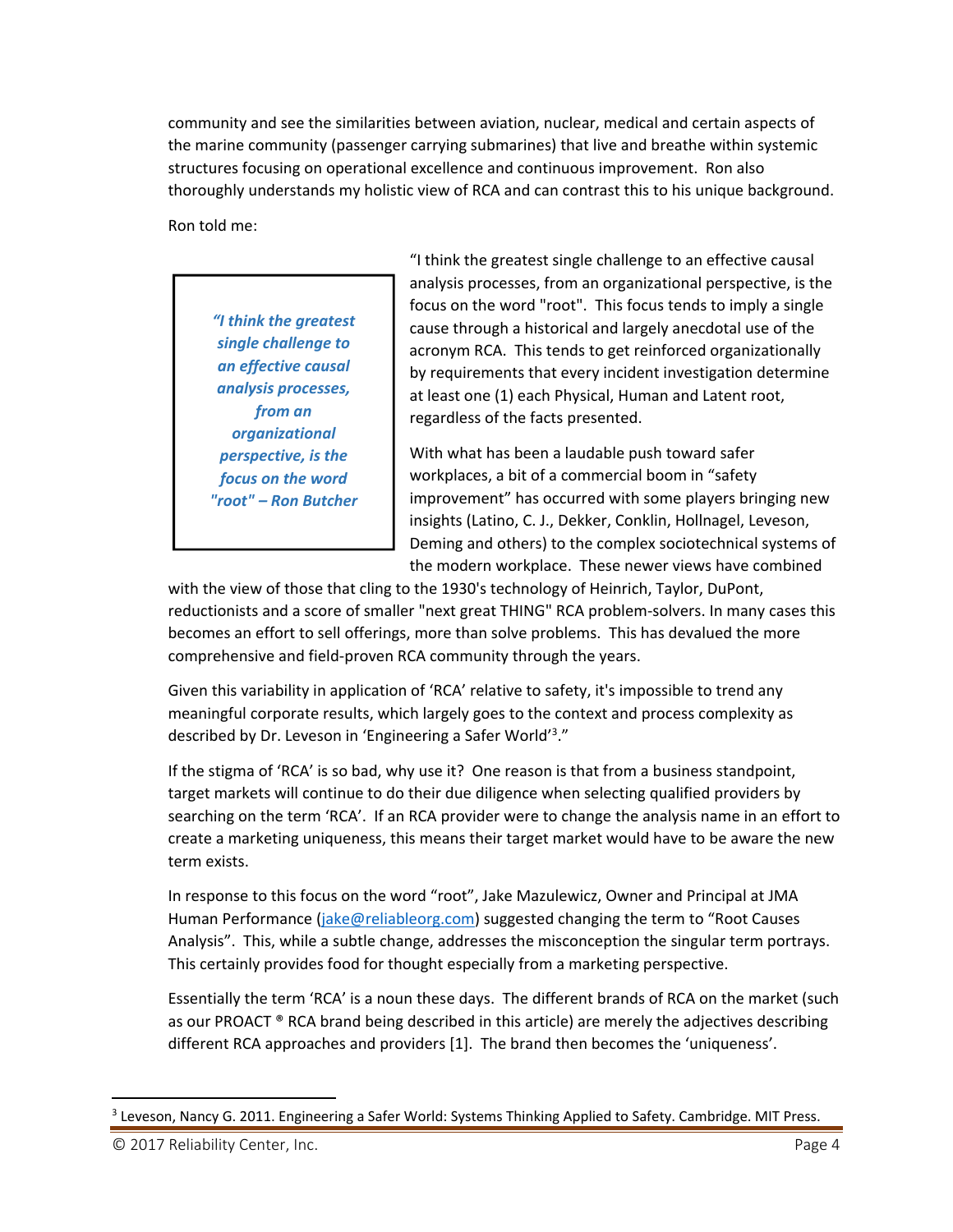community and see the similarities between aviation, nuclear, medical and certain aspects of the marine community (passenger carrying submarines) that live and breathe within systemic structures focusing on operational excellence and continuous improvement. Ron also thoroughly understands my holistic view of RCA and can contrast this to his unique background.

Ron told me:

> ***"I think the greatest single challenge to an effective causal analysis processes, from an organizational perspective, is the focus on the word "root" – Ron Butcher***

"I think the greatest single challenge to an effective causal analysis processes, from an organizational perspective, is the focus on the word "root". This focus tends to imply a single cause through a historical and largely anecdotal use of the acronym RCA. This tends to get reinforced organizationally by requirements that every incident investigation determine at least one (1) each Physical, Human and Latent root, regardless of the facts presented.

With what has been a laudable push toward safer workplaces, a bit of a commercial boom in "safety improvement" has occurred with some players bringing new insights (Latino, C. J., Dekker, Conklin, Hollnagel, Leveson, Deming and others) to the complex sociotechnical systems of the modern workplace. These newer views have combined with the view of those that cling to the 1930's technology of Heinrich, Taylor, DuPont, reductionists and a score of smaller "next great THING" RCA problem-solvers. In many cases this becomes an effort to sell offerings, more than solve problems. This has devalued the more comprehensive and field-proven RCA community through the years.

Given this variability in application of 'RCA' relative to safety, it's impossible to trend any meaningful corporate results, which largely goes to the context and process complexity as described by Dr. Leveson in 'Engineering a Safer World'[3]."

If the stigma of 'RCA' is so bad, why use it? One reason is that from a business standpoint, target markets will continue to do their due diligence when selecting qualified providers by searching on the term 'RCA'. If an RCA provider were to change the analysis name in an effort to create a marketing uniqueness, this means their target market would have to be aware the new term exists.

In response to this focus on the word "root", Jake Mazulewicz, Owner and Principal at JMA Human Performance (jake@reliableorg.com) suggested changing the term to "Root Causes Analysis". This, while a subtle change, addresses the misconception the singular term portrays. This certainly provides food for thought especially from a marketing perspective.

Essentially the term 'RCA' is a noun these days. The different brands of RCA on the market (such as our PROACT ® RCA brand being described in this article) are merely the adjectives describing different RCA approaches and providers [1]. The brand then becomes the 'uniqueness'.

---

[3] Leveson, Nancy G. 2011. Engineering a Safer World: Systems Thinking Applied to Safety. Cambridge. MIT Press.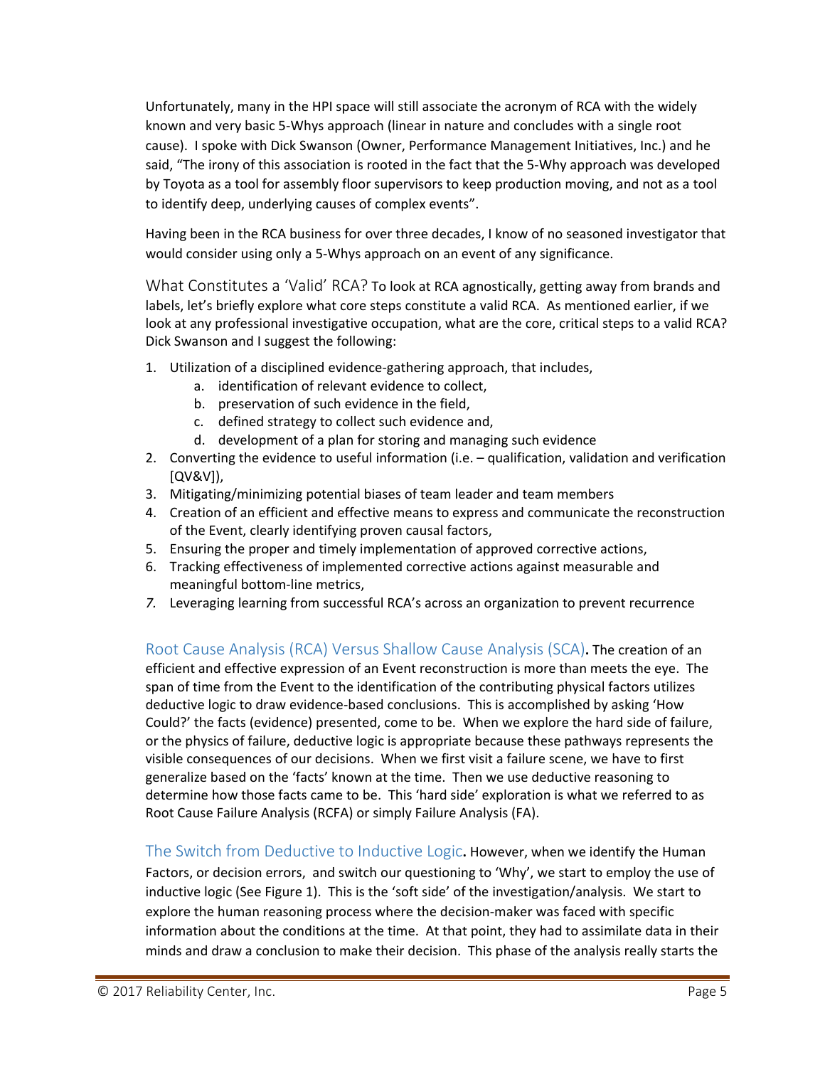Unfortunately, many in the HPI space will still associate the acronym of RCA with the widely known and very basic 5-Whys approach (linear in nature and concludes with a single root cause). I spoke with Dick Swanson (Owner, Performance Management Initiatives, Inc.) and he said, "The irony of this association is rooted in the fact that the 5-Why approach was developed by Toyota as a tool for assembly floor supervisors to keep production moving, and not as a tool to identify deep, underlying causes of complex events".

Having been in the RCA business for over three decades, I know of no seasoned investigator that would consider using only a 5-Whys approach on an event of any significance.

### What Constitutes a 'Valid' RCA?

To look at RCA agnostically, getting away from brands and labels, let's briefly explore what core steps constitute a valid RCA. As mentioned earlier, if we look at any professional investigative occupation, what are the core, critical steps to a valid RCA? Dick Swanson and I suggest the following:

1. Utilization of a disciplined evidence-gathering approach, that includes,
   a. identification of relevant evidence to collect,
   b. preservation of such evidence in the field,
   c. defined strategy to collect such evidence and,
   d. development of a plan for storing and managing such evidence
2. Converting the evidence to useful information (i.e. – qualification, validation and verification [QV&V]),
3. Mitigating/minimizing potential biases of team leader and team members
4. Creation of an efficient and effective means to express and communicate the reconstruction of the Event, clearly identifying proven causal factors,
5. Ensuring the proper and timely implementation of approved corrective actions,
6. Tracking effectiveness of implemented corrective actions against measurable and meaningful bottom-line metrics,
7. *Leveraging learning from successful RCA's across an organization to prevent recurrence*

### Root Cause Analysis (RCA) Versus Shallow Cause Analysis (SCA).

The creation of an efficient and effective expression of an Event reconstruction is more than meets the eye. The span of time from the Event to the identification of the contributing physical factors utilizes deductive logic to draw evidence-based conclusions. This is accomplished by asking 'How Could?' the facts (evidence) presented, come to be. When we explore the hard side of failure, or the physics of failure, deductive logic is appropriate because these pathways represents the visible consequences of our decisions. When we first visit a failure scene, we have to first generalize based on the 'facts' known at the time. Then we use deductive reasoning to determine how those facts came to be. This 'hard side' exploration is what we referred to as Root Cause Failure Analysis (RCFA) or simply Failure Analysis (FA).

### The Switch from Deductive to Inductive Logic.

However, when we identify the Human Factors, or decision errors, and switch our questioning to 'Why', we start to employ the use of inductive logic (See Figure 1). This is the 'soft side' of the investigation/analysis. We start to explore the human reasoning process where the decision-maker was faced with specific information about the conditions at the time. At that point, they had to assimilate data in their minds and draw a conclusion to make their decision. This phase of the analysis really starts the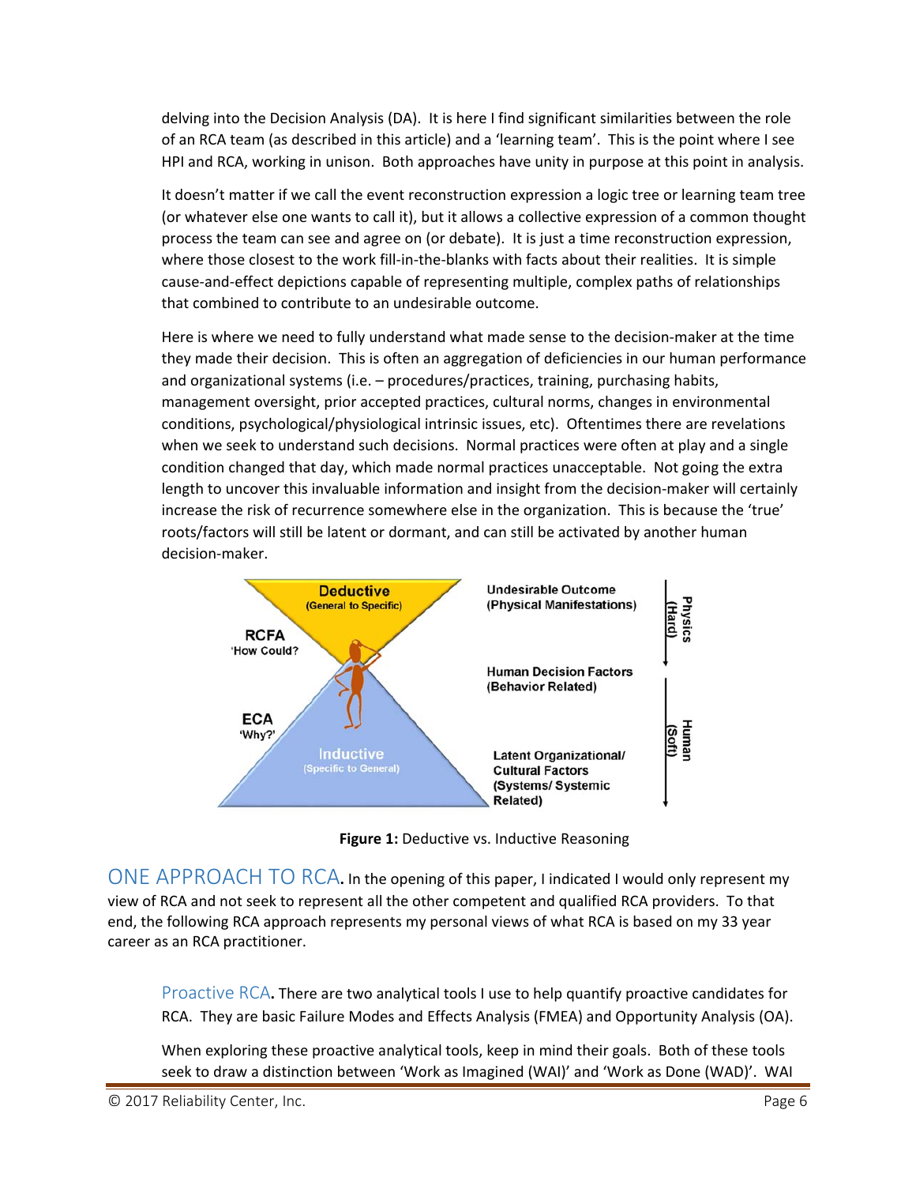delving into the Decision Analysis (DA). It is here I find significant similarities between the role of an RCA team (as described in this article) and a 'learning team'. This is the point where I see HPI and RCA, working in unison. Both approaches have unity in purpose at this point in analysis.

It doesn't matter if we call the event reconstruction expression a logic tree or learning team tree (or whatever else one wants to call it), but it allows a collective expression of a common thought process the team can see and agree on (or debate). It is just a time reconstruction expression, where those closest to the work fill-in-the-blanks with facts about their realities. It is simple cause-and-effect depictions capable of representing multiple, complex paths of relationships that combined to contribute to an undesirable outcome.

Here is where we need to fully understand what made sense to the decision-maker at the time they made their decision. This is often an aggregation of deficiencies in our human performance and organizational systems (i.e. – procedures/practices, training, purchasing habits, management oversight, prior accepted practices, cultural norms, changes in environmental conditions, psychological/physiological intrinsic issues, etc). Oftentimes there are revelations when we seek to understand such decisions. Normal practices were often at play and a single condition changed that day, which made normal practices unacceptable. Not going the extra length to uncover this invaluable information and insight from the decision-maker will certainly increase the risk of recurrence somewhere else in the organization. This is because the 'true' roots/factors will still be latent or dormant, and can still be activated by another human decision-maker.

**Figure 1:** Deductive vs. Inductive Reasoning

## ONE APPROACH TO RCA.

In the opening of this paper, I indicated I would only represent my view of RCA and not seek to represent all the other competent and qualified RCA providers. To that end, the following RCA approach represents my personal views of what RCA is based on my 33 year career as an RCA practitioner.

### Proactive RCA.

There are two analytical tools I use to help quantify proactive candidates for RCA. They are basic Failure Modes and Effects Analysis (FMEA) and Opportunity Analysis (OA).

When exploring these proactive analytical tools, keep in mind their goals. Both of these tools seek to draw a distinction between 'Work as Imagined (WAI)' and 'Work as Done (WAD)'. WAI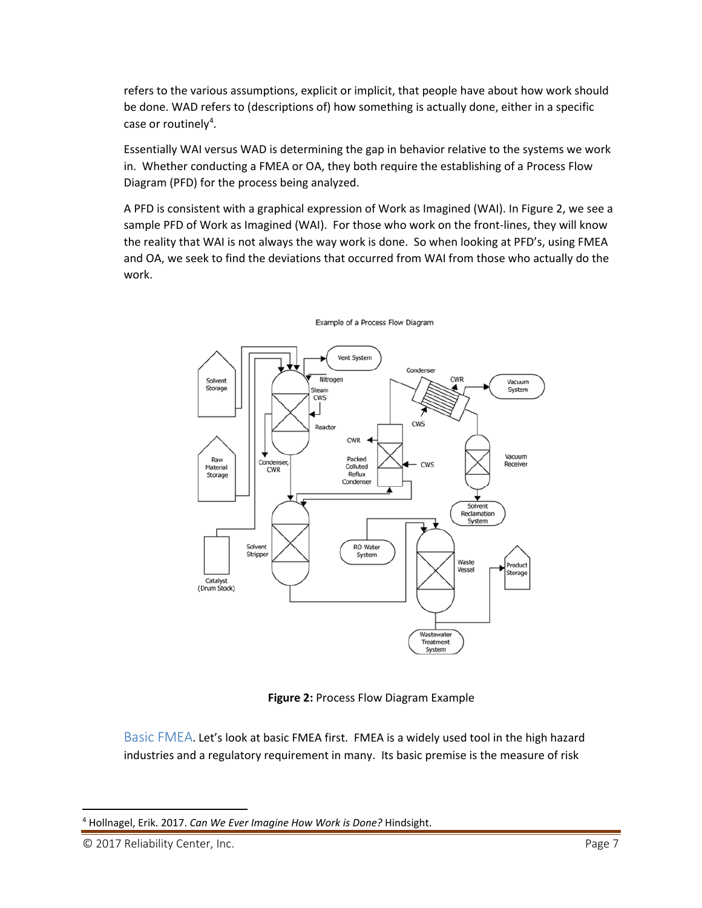refers to the various assumptions, explicit or implicit, that people have about how work should be done. WAD refers to (descriptions of) how something is actually done, either in a specific case or routinely[4].

Essentially WAI versus WAD is determining the gap in behavior relative to the systems we work in. Whether conducting a FMEA or OA, they both require the establishing of a Process Flow Diagram (PFD) for the process being analyzed.

A PFD is consistent with a graphical expression of Work as Imagined (WAI). In Figure 2, we see a sample PFD of Work as Imagined (WAI). For those who work on the front-lines, they will know the reality that WAI is not always the way work is done. So when looking at PFD's, using FMEA and OA, we seek to find the deviations that occurred from WAI from those who actually do the work.

**Figure 2:** Process Flow Diagram Example

Basic FMEA. Let's look at basic FMEA first. FMEA is a widely used tool in the high hazard industries and a regulatory requirement in many. Its basic premise is the measure of risk

---

[4] Hollnagel, Erik. 2017. *Can We Ever Imagine How Work is Done?* Hindsight.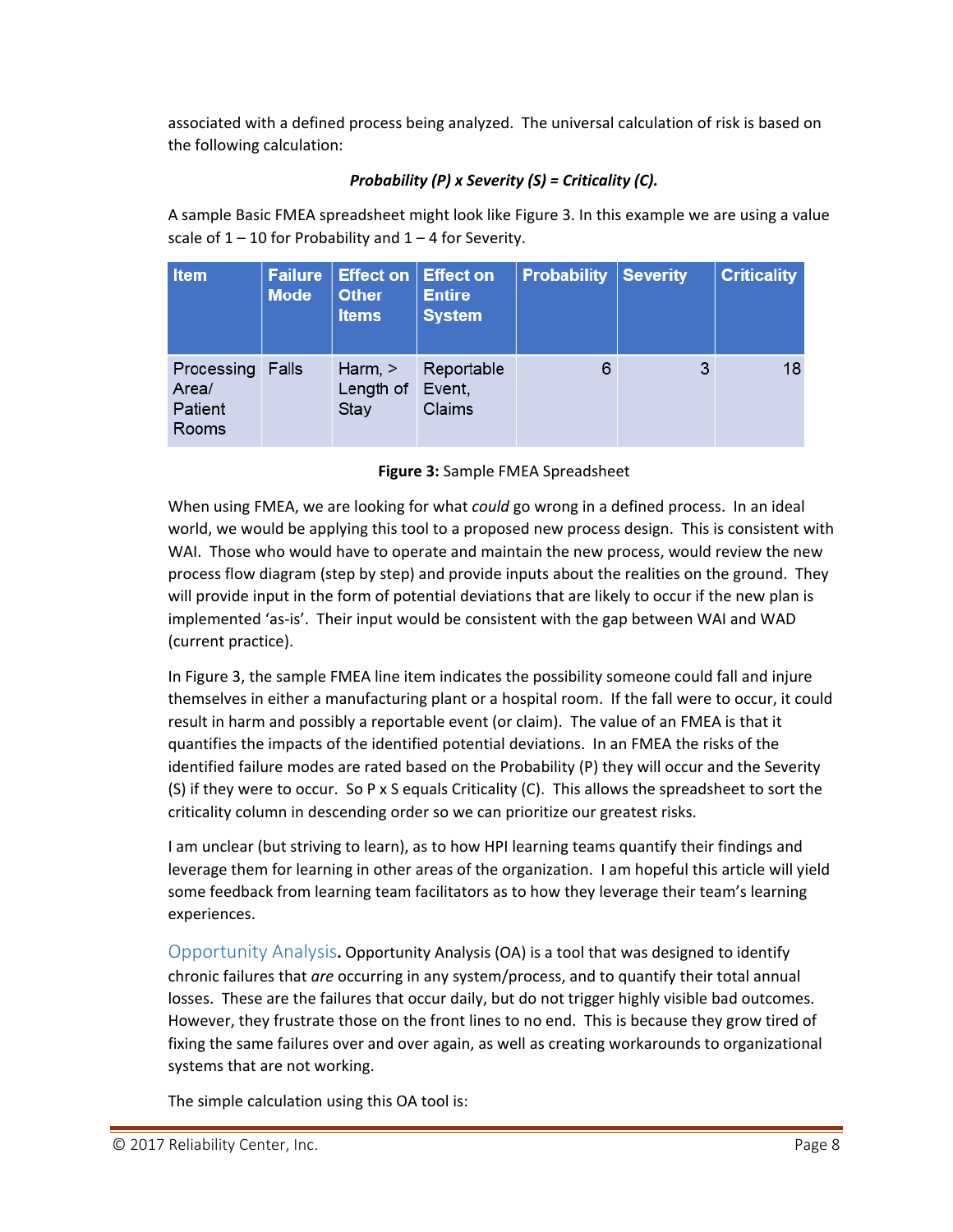associated with a defined process being analyzed. The universal calculation of risk is based on the following calculation:

***Probability (P) x Severity (S) = Criticality (C).***

A sample Basic FMEA spreadsheet might look like Figure 3. In this example we are using a value scale of 1 – 10 for Probability and 1 – 4 for Severity.

| Item | Failure Mode | Effect on Other Items | Effect on Entire System | Probability | Severity | Criticality |
|---|---|---|---|---|---|---|
| Processing Area/ Patient Rooms | Falls | Harm, > Length of Stay | Reportable Event, Claims | 6 | 3 | 18 |

**Figure 3:** Sample FMEA Spreadsheet

When using FMEA, we are looking for what *could* go wrong in a defined process. In an ideal world, we would be applying this tool to a proposed new process design. This is consistent with WAI. Those who would have to operate and maintain the new process, would review the new process flow diagram (step by step) and provide inputs about the realities on the ground. They will provide input in the form of potential deviations that are likely to occur if the new plan is implemented 'as-is'. Their input would be consistent with the gap between WAI and WAD (current practice).

In Figure 3, the sample FMEA line item indicates the possibility someone could fall and injure themselves in either a manufacturing plant or a hospital room. If the fall were to occur, it could result in harm and possibly a reportable event (or claim). The value of an FMEA is that it quantifies the impacts of the identified potential deviations. In an FMEA the risks of the identified failure modes are rated based on the Probability (P) they will occur and the Severity (S) if they were to occur. So P x S equals Criticality (C). This allows the spreadsheet to sort the criticality column in descending order so we can prioritize our greatest risks.

I am unclear (but striving to learn), as to how HPI learning teams quantify their findings and leverage them for learning in other areas of the organization. I am hopeful this article will yield some feedback from learning team facilitators as to how they leverage their team's learning experiences.

Opportunity Analysis**.** Opportunity Analysis (OA) is a tool that was designed to identify chronic failures that *are* occurring in any system/process, and to quantify their total annual losses. These are the failures that occur daily, but do not trigger highly visible bad outcomes. However, they frustrate those on the front lines to no end. This is because they grow tired of fixing the same failures over and over again, as well as creating workarounds to organizational systems that are not working.

The simple calculation using this OA tool is: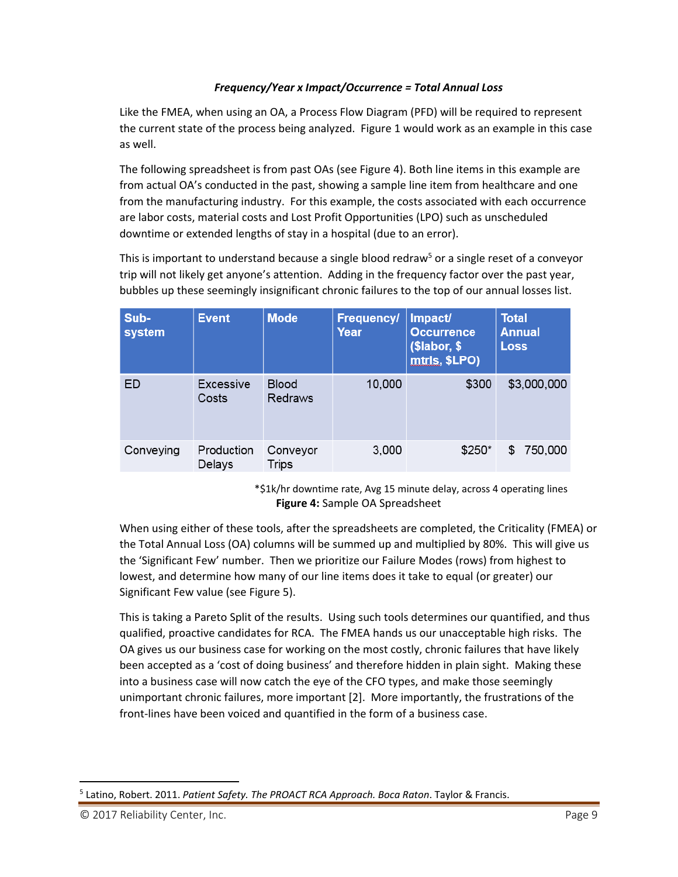***Frequency/Year x Impact/Occurrence = Total Annual Loss***

Like the FMEA, when using an OA, a Process Flow Diagram (PFD) will be required to represent the current state of the process being analyzed. Figure 1 would work as an example in this case as well.

The following spreadsheet is from past OAs (see Figure 4). Both line items in this example are from actual OA's conducted in the past, showing a sample line item from healthcare and one from the manufacturing industry. For this example, the costs associated with each occurrence are labor costs, material costs and Lost Profit Opportunities (LPO) such as unscheduled downtime or extended lengths of stay in a hospital (due to an error).

This is important to understand because a single blood redraw[5] or a single reset of a conveyor trip will not likely get anyone's attention. Adding in the frequency factor over the past year, bubbles up these seemingly insignificant chronic failures to the top of our annual losses list.

| Sub-system | Event | Mode | Frequency/ Year | Impact/ Occurrence ($labor, $ mtrls, $LPO) | Total Annual Loss |
|---|---|---|---|---|---|
| ED | Excessive Costs | Blood Redraws | 10,000 | $300 | $3,000,000 |
| Conveying | Production Delays | Conveyor Trips | 3,000 | $250* | $ 750,000 |

*$1k/hr downtime rate, Avg 15 minute delay, across 4 operating lines

**Figure 4:** Sample OA Spreadsheet

When using either of these tools, after the spreadsheets are completed, the Criticality (FMEA) or the Total Annual Loss (OA) columns will be summed up and multiplied by 80%. This will give us the 'Significant Few' number. Then we prioritize our Failure Modes (rows) from highest to lowest, and determine how many of our line items does it take to equal (or greater) our Significant Few value (see Figure 5).

This is taking a Pareto Split of the results. Using such tools determines our quantified, and thus qualified, proactive candidates for RCA. The FMEA hands us our unacceptable high risks. The OA gives us our business case for working on the most costly, chronic failures that have likely been accepted as a 'cost of doing business' and therefore hidden in plain sight. Making these into a business case will now catch the eye of the CFO types, and make those seemingly unimportant chronic failures, more important [2]. More importantly, the frustrations of the front-lines have been voiced and quantified in the form of a business case.

---

[5] Latino, Robert. 2011. *Patient Safety. The PROACT RCA Approach. Boca Raton*. Taylor & Francis.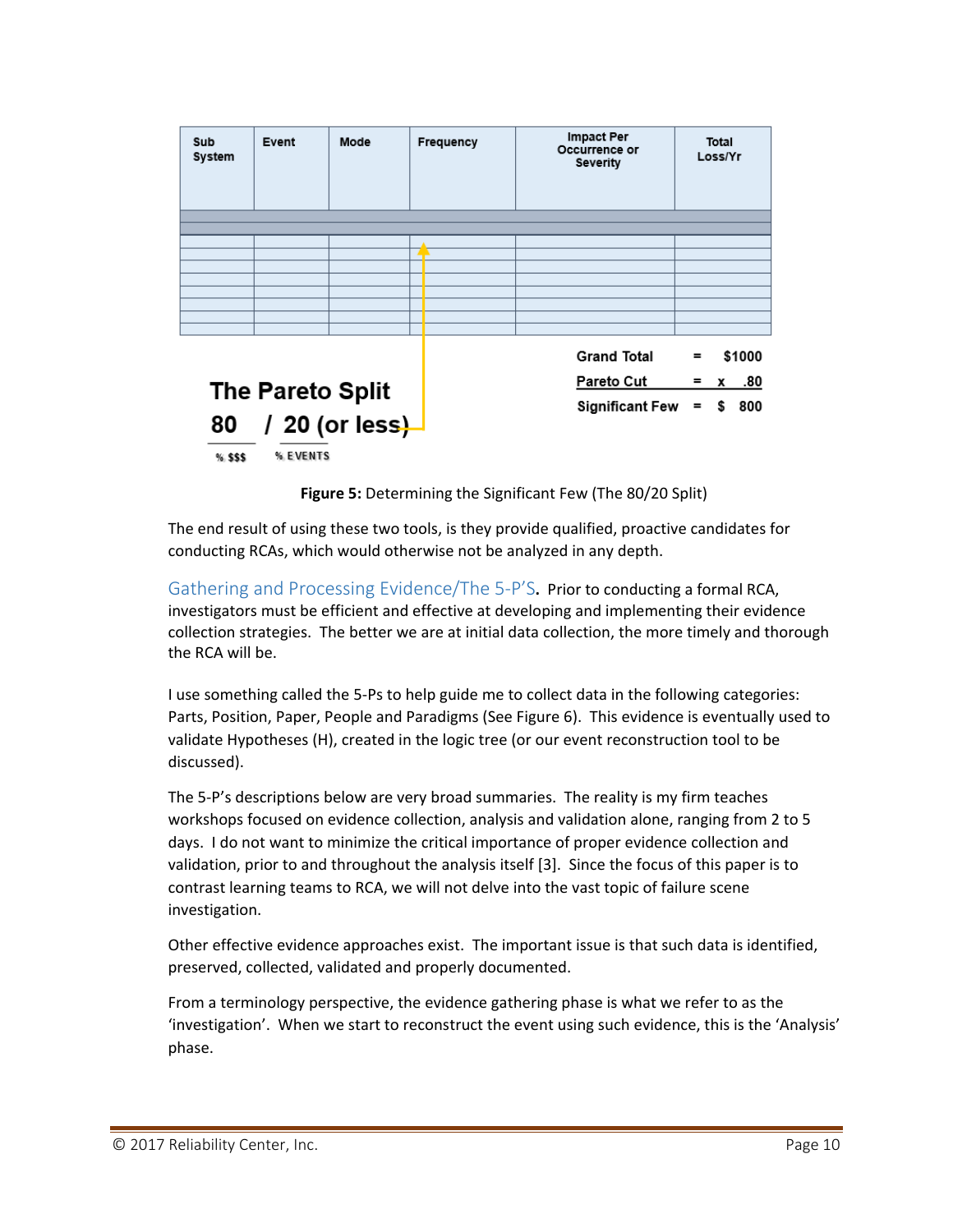| Sub System | Event | Mode | Frequency | Impact Per Occurrence or Severity | Total Loss/Yr |
|---|---|---|---|---|---|
| | | | | | |
| | | | | | |
| | | | | | |
| | | | | | |
| | | | | | |
| | | | | | |
| | | | | | |
| | | | | | |

Grand Total = $1000
Pareto Cut = x .80
Significant Few = $ 800

**The Pareto Split**
**80 / 20 (or less)**
% $$$ % EVENTS

**Figure 5:** Determining the Significant Few (The 80/20 Split)

The end result of using these two tools, is they provide qualified, proactive candidates for conducting RCAs, which would otherwise not be analyzed in any depth.

### Gathering and Processing Evidence/The 5-P'S.

Prior to conducting a formal RCA, investigators must be efficient and effective at developing and implementing their evidence collection strategies. The better we are at initial data collection, the more timely and thorough the RCA will be.

I use something called the 5-Ps to help guide me to collect data in the following categories: Parts, Position, Paper, People and Paradigms (See Figure 6). This evidence is eventually used to validate Hypotheses (H), created in the logic tree (or our event reconstruction tool to be discussed).

The 5-P's descriptions below are very broad summaries. The reality is my firm teaches workshops focused on evidence collection, analysis and validation alone, ranging from 2 to 5 days. I do not want to minimize the critical importance of proper evidence collection and validation, prior to and throughout the analysis itself [3]. Since the focus of this paper is to contrast learning teams to RCA, we will not delve into the vast topic of failure scene investigation.

Other effective evidence approaches exist. The important issue is that such data is identified, preserved, collected, validated and properly documented.

From a terminology perspective, the evidence gathering phase is what we refer to as the 'investigation'. When we start to reconstruct the event using such evidence, this is the 'Analysis' phase.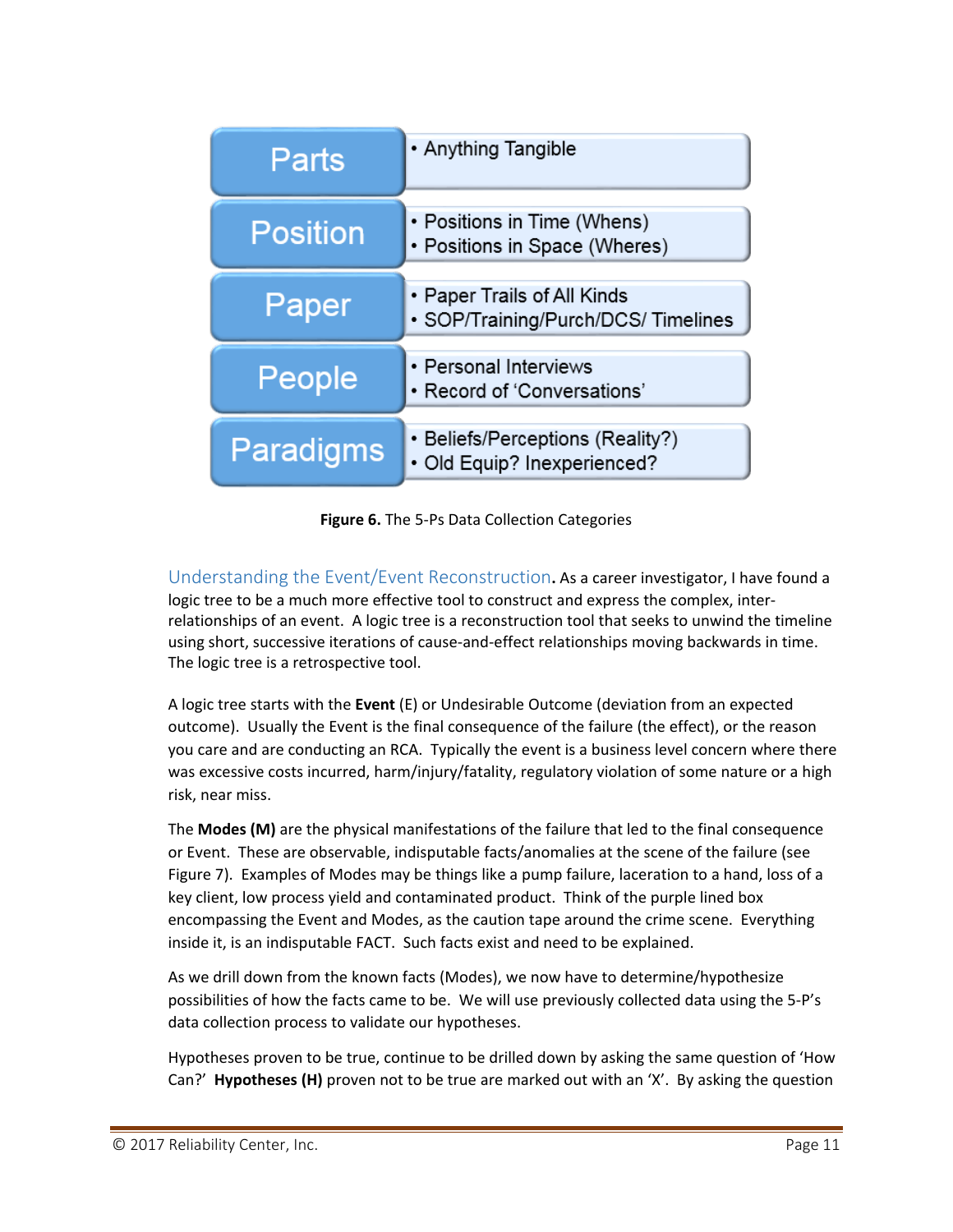| | |
|---|---|
| Parts | • Anything Tangible |
| Position | • Positions in Time (Whens)<br>• Positions in Space (Wheres) |
| Paper | • Paper Trails of All Kinds<br>• SOP/Training/Purch/DCS/ Timelines |
| People | • Personal Interviews<br>• Record of 'Conversations' |
| Paradigms | • Beliefs/Perceptions (Reality?)<br>• Old Equip? Inexperienced? |

**Figure 6.** The 5-Ps Data Collection Categories

Understanding the Event/Event Reconstruction**.** As a career investigator, I have found a logic tree to be a much more effective tool to construct and express the complex, inter-relationships of an event. A logic tree is a reconstruction tool that seeks to unwind the timeline using short, successive iterations of cause-and-effect relationships moving backwards in time. The logic tree is a retrospective tool.

A logic tree starts with the **Event** (E) or Undesirable Outcome (deviation from an expected outcome). Usually the Event is the final consequence of the failure (the effect), or the reason you care and are conducting an RCA. Typically the event is a business level concern where there was excessive costs incurred, harm/injury/fatality, regulatory violation of some nature or a high risk, near miss.

The **Modes (M)** are the physical manifestations of the failure that led to the final consequence or Event. These are observable, indisputable facts/anomalies at the scene of the failure (see Figure 7). Examples of Modes may be things like a pump failure, laceration to a hand, loss of a key client, low process yield and contaminated product. Think of the purple lined box encompassing the Event and Modes, as the caution tape around the crime scene. Everything inside it, is an indisputable FACT. Such facts exist and need to be explained.

As we drill down from the known facts (Modes), we now have to determine/hypothesize possibilities of how the facts came to be. We will use previously collected data using the 5-P's data collection process to validate our hypotheses.

Hypotheses proven to be true, continue to be drilled down by asking the same question of 'How Can?' **Hypotheses (H)** proven not to be true are marked out with an 'X'. By asking the question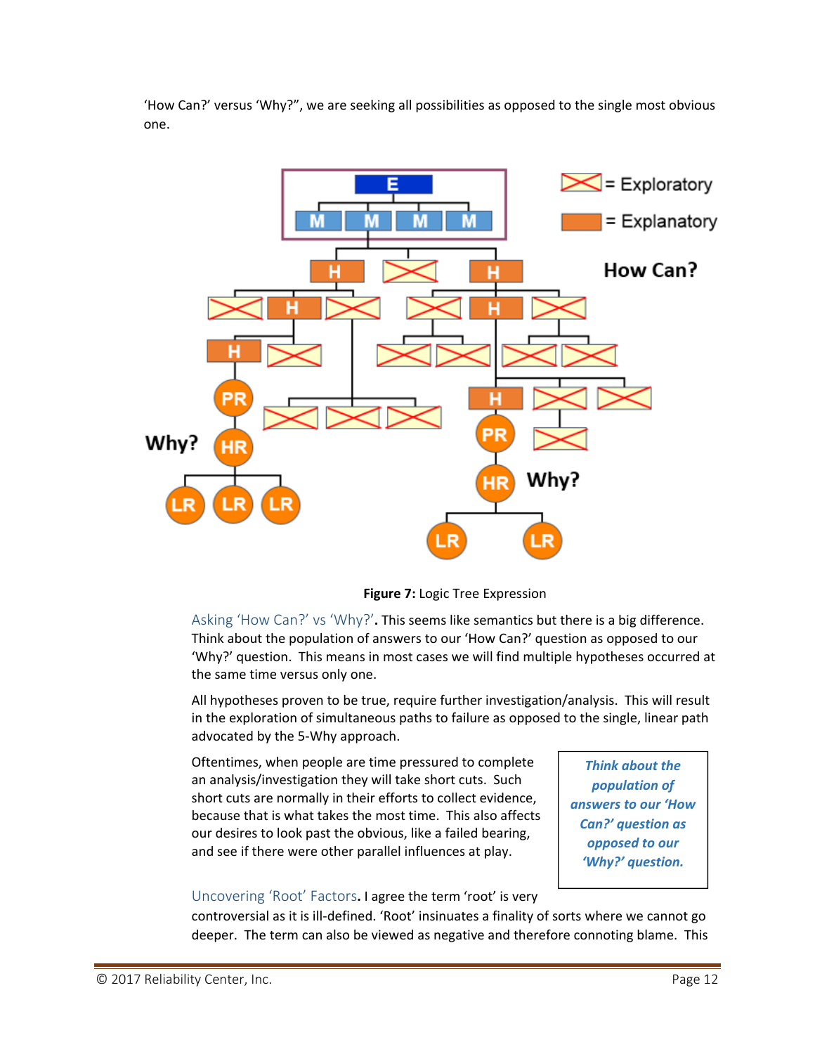'How Can?' versus 'Why?", we are seeking all possibilities as opposed to the single most obvious one.

**Figure 7:** Logic Tree Expression

Asking 'How Can?' vs 'Why?'**.** This seems like semantics but there is a big difference. Think about the population of answers to our 'How Can?' question as opposed to our 'Why?' question. This means in most cases we will find multiple hypotheses occurred at the same time versus only one.

All hypotheses proven to be true, require further investigation/analysis. This will result in the exploration of simultaneous paths to failure as opposed to the single, linear path advocated by the 5-Why approach.

Oftentimes, when people are time pressured to complete an analysis/investigation they will take short cuts. Such short cuts are normally in their efforts to collect evidence, because that is what takes the most time. This also affects our desires to look past the obvious, like a failed bearing, and see if there were other parallel influences at play.

> ***Think about the population of answers to our 'How Can?' question as opposed to our 'Why?' question.***

Uncovering 'Root' Factors**.** I agree the term 'root' is very controversial as it is ill-defined. 'Root' insinuates a finality of sorts where we cannot go deeper. The term can also be viewed as negative and therefore connoting blame. This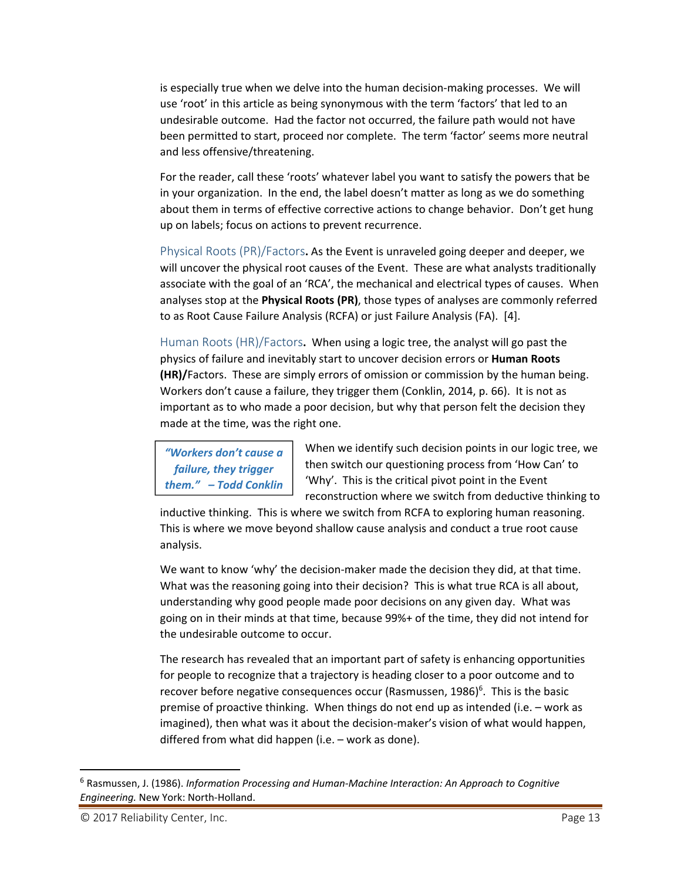is especially true when we delve into the human decision-making processes. We will use 'root' in this article as being synonymous with the term 'factors' that led to an undesirable outcome. Had the factor not occurred, the failure path would not have been permitted to start, proceed nor complete. The term 'factor' seems more neutral and less offensive/threatening.

For the reader, call these 'roots' whatever label you want to satisfy the powers that be in your organization. In the end, the label doesn't matter as long as we do something about them in terms of effective corrective actions to change behavior. Don't get hung up on labels; focus on actions to prevent recurrence.

Physical Roots (PR)/Factors**.** As the Event is unraveled going deeper and deeper, we will uncover the physical root causes of the Event. These are what analysts traditionally associate with the goal of an 'RCA', the mechanical and electrical types of causes. When analyses stop at the **Physical Roots (PR)**, those types of analyses are commonly referred to as Root Cause Failure Analysis (RCFA) or just Failure Analysis (FA). [4].

Human Roots (HR)/Factors**.** When using a logic tree, the analyst will go past the physics of failure and inevitably start to uncover decision errors or **Human Roots (HR)/**Factors. These are simply errors of omission or commission by the human being. Workers don't cause a failure, they trigger them (Conklin, 2014, p. 66). It is not as important as to who made a poor decision, but why that person felt the decision they made at the time, was the right one.

> ***"Workers don't cause a failure, they trigger them." – Todd Conklin***

When we identify such decision points in our logic tree, we then switch our questioning process from 'How Can' to 'Why'. This is the critical pivot point in the Event reconstruction where we switch from deductive thinking to inductive thinking. This is where we switch from RCFA to exploring human reasoning. This is where we move beyond shallow cause analysis and conduct a true root cause analysis.

We want to know 'why' the decision-maker made the decision they did, at that time. What was the reasoning going into their decision? This is what true RCA is all about, understanding why good people made poor decisions on any given day. What was going on in their minds at that time, because 99%+ of the time, they did not intend for the undesirable outcome to occur.

The research has revealed that an important part of safety is enhancing opportunities for people to recognize that a trajectory is heading closer to a poor outcome and to recover before negative consequences occur (Rasmussen, 1986)[6]. This is the basic premise of proactive thinking. When things do not end up as intended (i.e. – work as imagined), then what was it about the decision-maker's vision of what would happen, differed from what did happen (i.e. – work as done).

---

[6] Rasmussen, J. (1986). *Information Processing and Human-Machine Interaction: An Approach to Cognitive Engineering.* New York: North-Holland.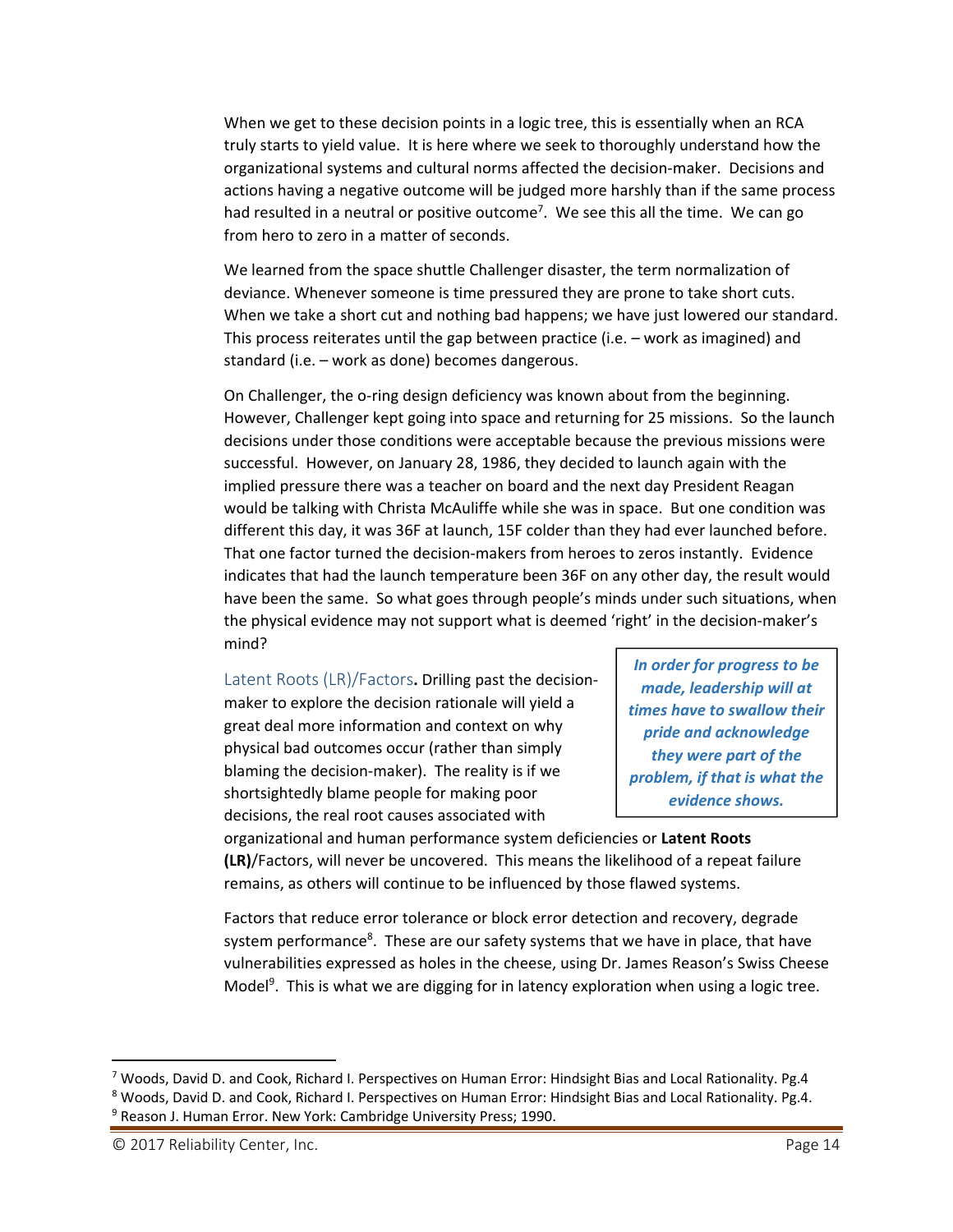When we get to these decision points in a logic tree, this is essentially when an RCA truly starts to yield value. It is here where we seek to thoroughly understand how the organizational systems and cultural norms affected the decision-maker. Decisions and actions having a negative outcome will be judged more harshly than if the same process had resulted in a neutral or positive outcome[7]. We see this all the time. We can go from hero to zero in a matter of seconds.

We learned from the space shuttle Challenger disaster, the term normalization of deviance. Whenever someone is time pressured they are prone to take short cuts. When we take a short cut and nothing bad happens; we have just lowered our standard. This process reiterates until the gap between practice (i.e. – work as imagined) and standard (i.e. – work as done) becomes dangerous.

On Challenger, the o-ring design deficiency was known about from the beginning. However, Challenger kept going into space and returning for 25 missions. So the launch decisions under those conditions were acceptable because the previous missions were successful. However, on January 28, 1986, they decided to launch again with the implied pressure there was a teacher on board and the next day President Reagan would be talking with Christa McAuliffe while she was in space. But one condition was different this day, it was 36F at launch, 15F colder than they had ever launched before. That one factor turned the decision-makers from heroes to zeros instantly. Evidence indicates that had the launch temperature been 36F on any other day, the result would have been the same. So what goes through people's minds under such situations, when the physical evidence may not support what is deemed 'right' in the decision-maker's mind?

> ***In order for progress to be made, leadership will at times have to swallow their pride and acknowledge they were part of the problem, if that is what the evidence shows.***

Latent Roots (LR)/Factors**.** Drilling past the decision-maker to explore the decision rationale will yield a great deal more information and context on why physical bad outcomes occur (rather than simply blaming the decision-maker). The reality is if we shortsightedly blame people for making poor decisions, the real root causes associated with organizational and human performance system deficiencies or **Latent Roots (LR)**/Factors, will never be uncovered. This means the likelihood of a repeat failure remains, as others will continue to be influenced by those flawed systems.

Factors that reduce error tolerance or block error detection and recovery, degrade system performance[8]. These are our safety systems that we have in place, that have vulnerabilities expressed as holes in the cheese, using Dr. James Reason's Swiss Cheese Model[9]. This is what we are digging for in latency exploration when using a logic tree.

---

[7] Woods, David D. and Cook, Richard I. Perspectives on Human Error: Hindsight Bias and Local Rationality. Pg.4

[8] Woods, David D. and Cook, Richard I. Perspectives on Human Error: Hindsight Bias and Local Rationality. Pg.4.

[9] Reason J. Human Error. New York: Cambridge University Press; 1990.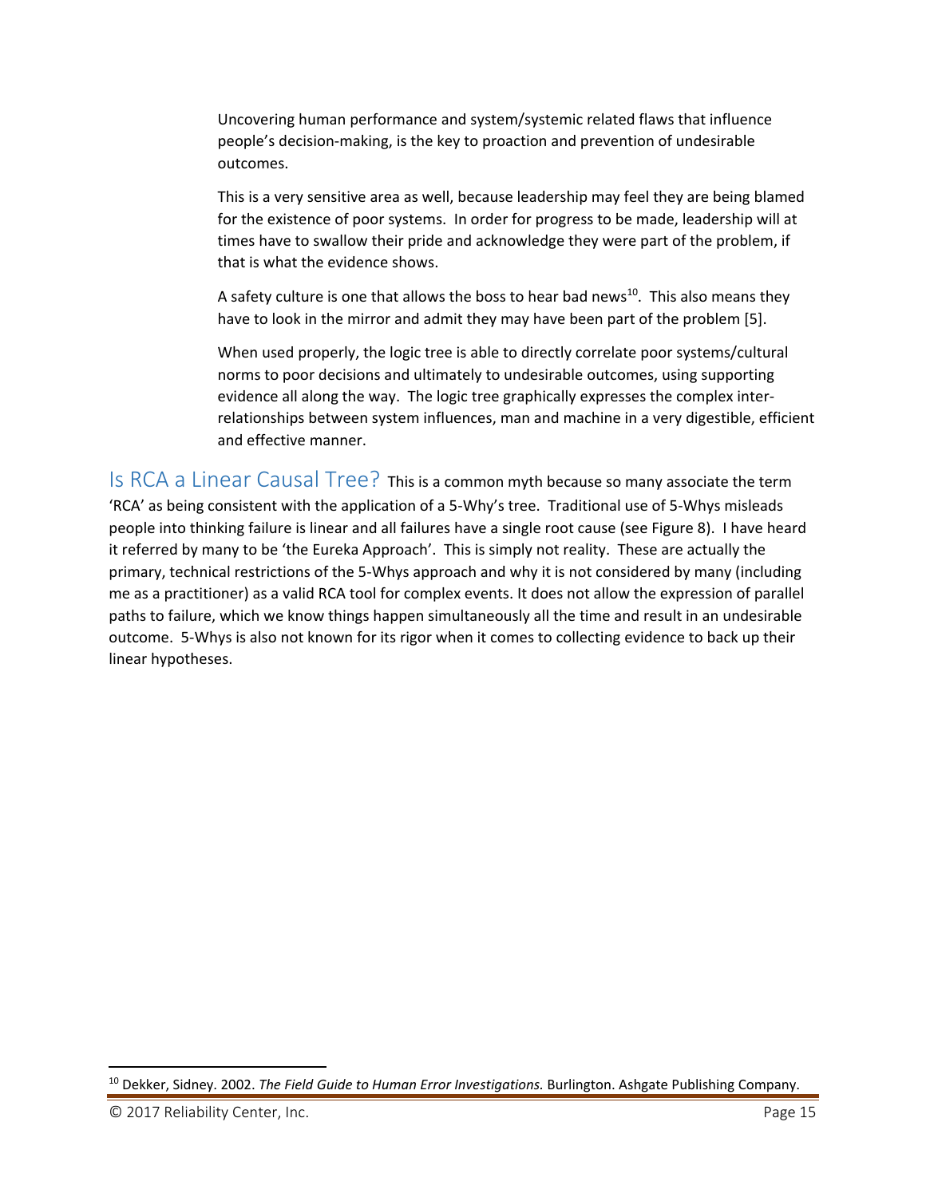Uncovering human performance and system/systemic related flaws that influence people's decision-making, is the key to proaction and prevention of undesirable outcomes.

This is a very sensitive area as well, because leadership may feel they are being blamed for the existence of poor systems. In order for progress to be made, leadership will at times have to swallow their pride and acknowledge they were part of the problem, if that is what the evidence shows.

A safety culture is one that allows the boss to hear bad news[10]. This also means they have to look in the mirror and admit they may have been part of the problem [5].

When used properly, the logic tree is able to directly correlate poor systems/cultural norms to poor decisions and ultimately to undesirable outcomes, using supporting evidence all along the way. The logic tree graphically expresses the complex inter-relationships between system influences, man and machine in a very digestible, efficient and effective manner.

## Is RCA a Linear Causal Tree?

This is a common myth because so many associate the term 'RCA' as being consistent with the application of a 5-Why's tree. Traditional use of 5-Whys misleads people into thinking failure is linear and all failures have a single root cause (see Figure 8). I have heard it referred by many to be 'the Eureka Approach'. This is simply not reality. These are actually the primary, technical restrictions of the 5-Whys approach and why it is not considered by many (including me as a practitioner) as a valid RCA tool for complex events. It does not allow the expression of parallel paths to failure, which we know things happen simultaneously all the time and result in an undesirable outcome. 5-Whys is also not known for its rigor when it comes to collecting evidence to back up their linear hypotheses.

[10] Dekker, Sidney. 2002. *The Field Guide to Human Error Investigations.* Burlington. Ashgate Publishing Company.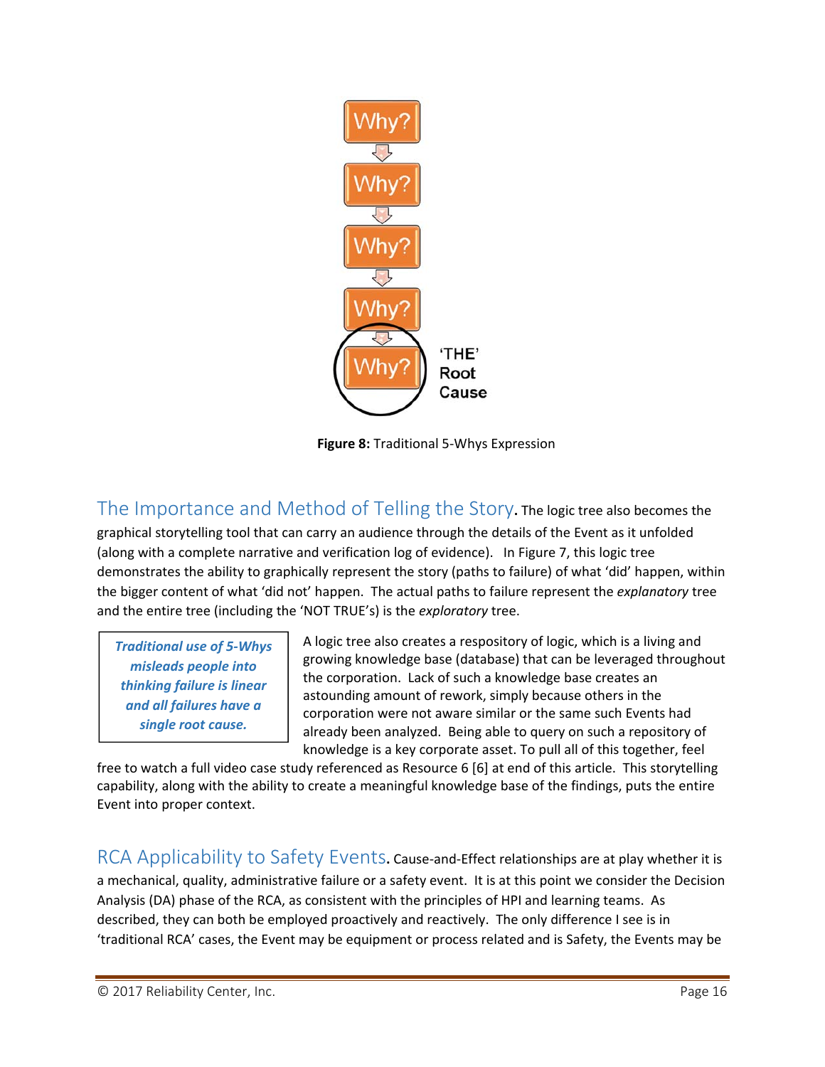Why?

Why?

Why?

Why?

Why?

'THE' Root Cause

**Figure 8:** Traditional 5-Whys Expression

## The Importance and Method of Telling the Story.

The logic tree also becomes the graphical storytelling tool that can carry an audience through the details of the Event as it unfolded (along with a complete narrative and verification log of evidence). In Figure 7, this logic tree demonstrates the ability to graphically represent the story (paths to failure) of what 'did' happen, within the bigger content of what 'did not' happen. The actual paths to failure represent the *explanatory* tree and the entire tree (including the 'NOT TRUE's) is the *exploratory* tree.

> ***Traditional use of 5-Whys misleads people into thinking failure is linear and all failures have a single root cause.***

A logic tree also creates a respository of logic, which is a living and growing knowledge base (database) that can be leveraged throughout the corporation. Lack of such a knowledge base creates an astounding amount of rework, simply because others in the corporation were not aware similar or the same such Events had already been analyzed. Being able to query on such a repository of knowledge is a key corporate asset. To pull all of this together, feel free to watch a full video case study referenced as Resource 6 [6] at end of this article. This storytelling capability, along with the ability to create a meaningful knowledge base of the findings, puts the entire Event into proper context.

## RCA Applicability to Safety Events.

Cause-and-Effect relationships are at play whether it is a mechanical, quality, administrative failure or a safety event. It is at this point we consider the Decision Analysis (DA) phase of the RCA, as consistent with the principles of HPI and learning teams. As described, they can both be employed proactively and reactively. The only difference I see is in 'traditional RCA' cases, the Event may be equipment or process related and is Safety, the Events may be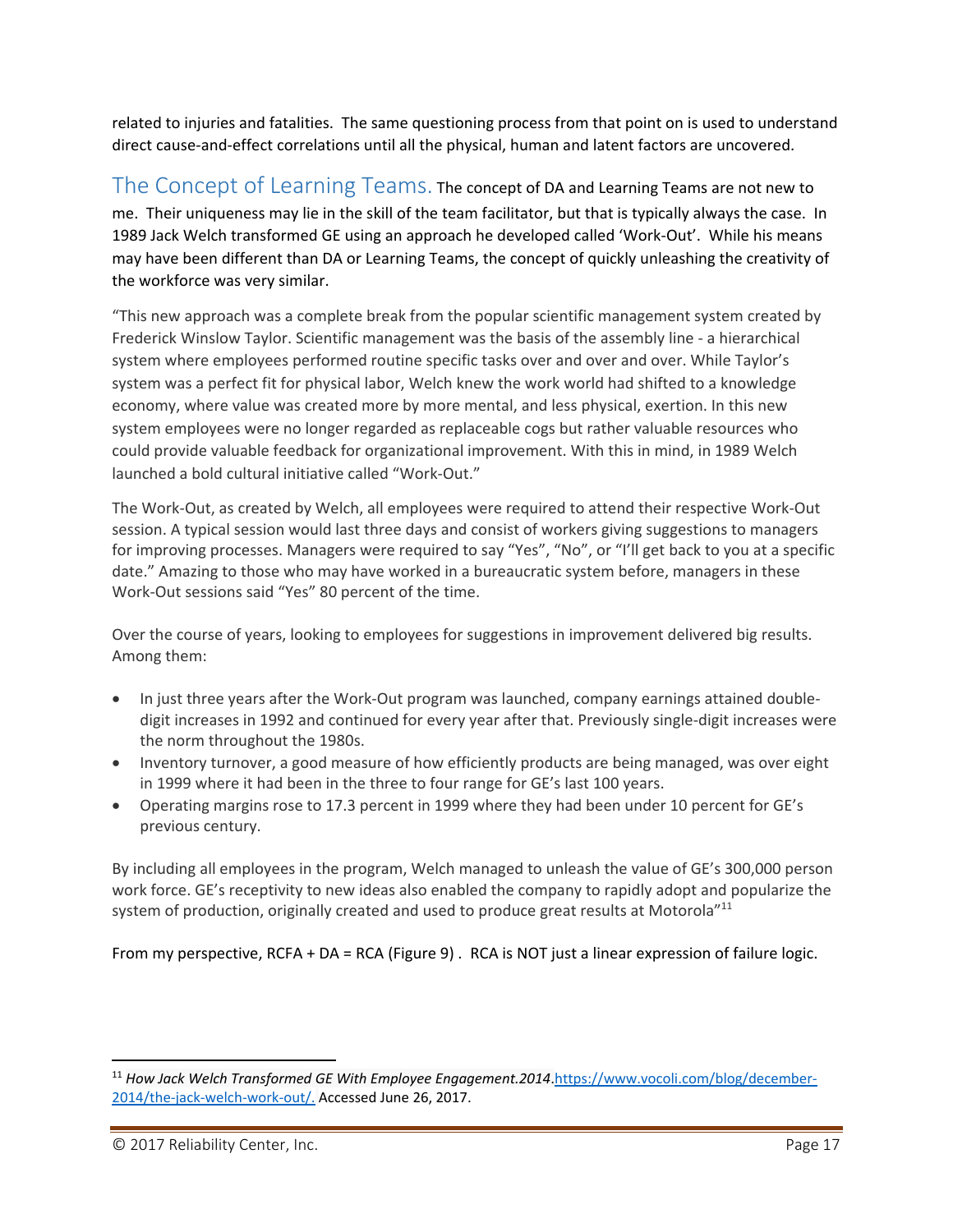related to injuries and fatalities. The same questioning process from that point on is used to understand direct cause-and-effect correlations until all the physical, human and latent factors are uncovered.

## The Concept of Learning Teams.

The concept of DA and Learning Teams are not new to me. Their uniqueness may lie in the skill of the team facilitator, but that is typically always the case. In 1989 Jack Welch transformed GE using an approach he developed called 'Work-Out'. While his means may have been different than DA or Learning Teams, the concept of quickly unleashing the creativity of the workforce was very similar.

"This new approach was a complete break from the popular scientific management system created by Frederick Winslow Taylor. Scientific management was the basis of the assembly line - a hierarchical system where employees performed routine specific tasks over and over and over. While Taylor's system was a perfect fit for physical labor, Welch knew the work world had shifted to a knowledge economy, where value was created more by more mental, and less physical, exertion. In this new system employees were no longer regarded as replaceable cogs but rather valuable resources who could provide valuable feedback for organizational improvement. With this in mind, in 1989 Welch launched a bold cultural initiative called "Work-Out."

The Work-Out, as created by Welch, all employees were required to attend their respective Work-Out session. A typical session would last three days and consist of workers giving suggestions to managers for improving processes. Managers were required to say "Yes", "No", or "I'll get back to you at a specific date." Amazing to those who may have worked in a bureaucratic system before, managers in these Work-Out sessions said "Yes" 80 percent of the time.

Over the course of years, looking to employees for suggestions in improvement delivered big results. Among them:

- In just three years after the Work-Out program was launched, company earnings attained double-digit increases in 1992 and continued for every year after that. Previously single-digit increases were the norm throughout the 1980s.
- Inventory turnover, a good measure of how efficiently products are being managed, was over eight in 1999 where it had been in the three to four range for GE's last 100 years.
- Operating margins rose to 17.3 percent in 1999 where they had been under 10 percent for GE's previous century.

By including all employees in the program, Welch managed to unleash the value of GE's 300,000 person work force. GE's receptivity to new ideas also enabled the company to rapidly adopt and popularize the system of production, originally created and used to produce great results at Motorola"[11]

From my perspective, RCFA + DA = RCA (Figure 9) . RCA is NOT just a linear expression of failure logic.

---

[11] *How Jack Welch Transformed GE With Employee Engagement.2014*.https://www.vocoli.com/blog/december-2014/the-jack-welch-work-out/. Accessed June 26, 2017.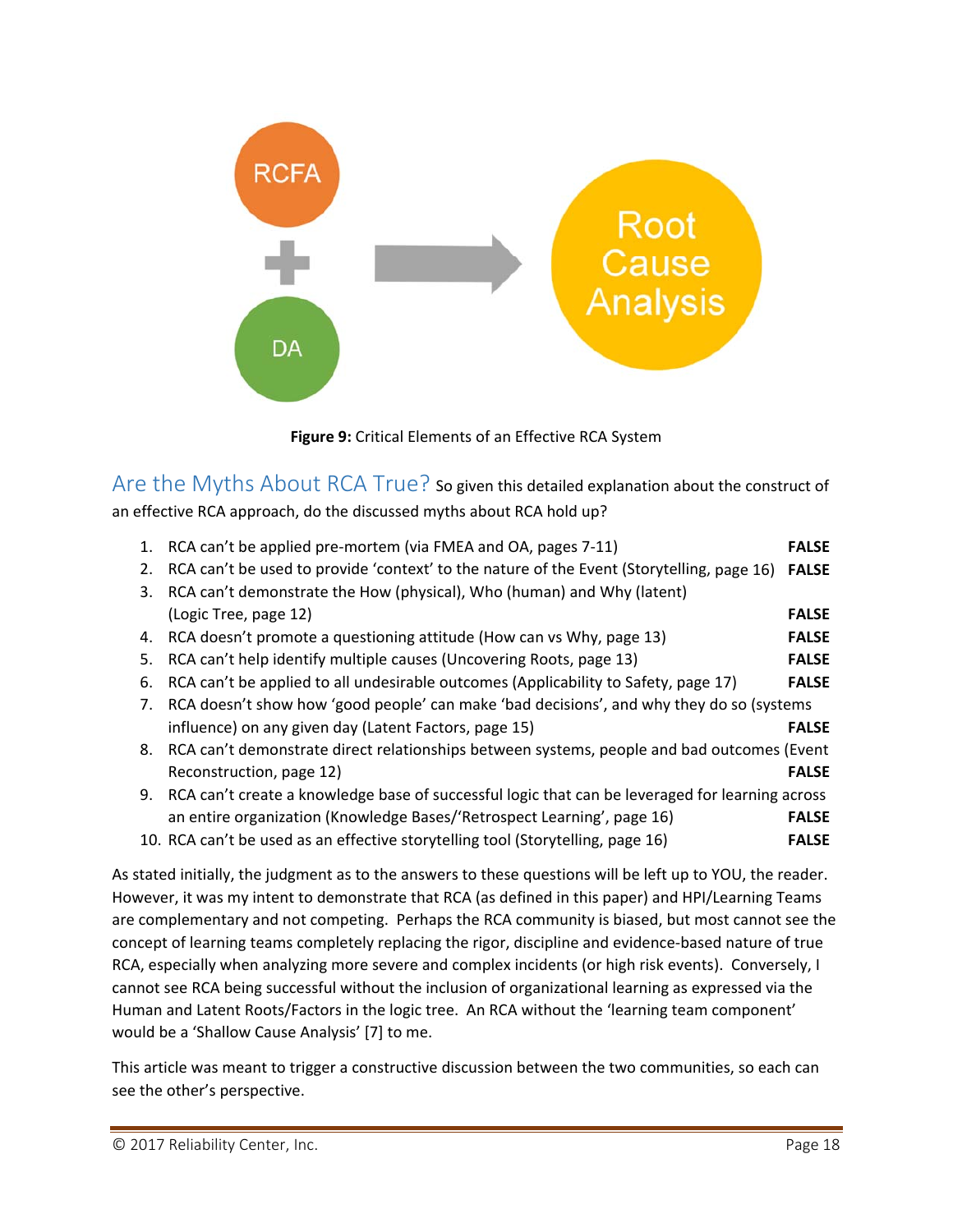**Figure 9:** Critical Elements of an Effective RCA System

## Are the Myths About RCA True?

So given this detailed explanation about the construct of an effective RCA approach, do the discussed myths about RCA hold up?

1. RCA can't be applied pre-mortem (via FMEA and OA, pages 7-11) **FALSE**
2. RCA can't be used to provide 'context' to the nature of the Event (Storytelling, page 16) **FALSE**
3. RCA can't demonstrate the How (physical), Who (human) and Why (latent) (Logic Tree, page 12) **FALSE**
4. RCA doesn't promote a questioning attitude (How can vs Why, page 13) **FALSE**
5. RCA can't help identify multiple causes (Uncovering Roots, page 13) **FALSE**
6. RCA can't be applied to all undesirable outcomes (Applicability to Safety, page 17) **FALSE**
7. RCA doesn't show how 'good people' can make 'bad decisions', and why they do so (systems influence) on any given day (Latent Factors, page 15) **FALSE**
8. RCA can't demonstrate direct relationships between systems, people and bad outcomes (Event Reconstruction, page 12) **FALSE**
9. RCA can't create a knowledge base of successful logic that can be leveraged for learning across an entire organization (Knowledge Bases/'Retrospect Learning', page 16) **FALSE**
10. RCA can't be used as an effective storytelling tool (Storytelling, page 16) **FALSE**

As stated initially, the judgment as to the answers to these questions will be left up to YOU, the reader. However, it was my intent to demonstrate that RCA (as defined in this paper) and HPI/Learning Teams are complementary and not competing. Perhaps the RCA community is biased, but most cannot see the concept of learning teams completely replacing the rigor, discipline and evidence-based nature of true RCA, especially when analyzing more severe and complex incidents (or high risk events). Conversely, I cannot see RCA being successful without the inclusion of organizational learning as expressed via the Human and Latent Roots/Factors in the logic tree. An RCA without the 'learning team component' would be a 'Shallow Cause Analysis' [7] to me.

This article was meant to trigger a constructive discussion between the two communities, so each can see the other's perspective.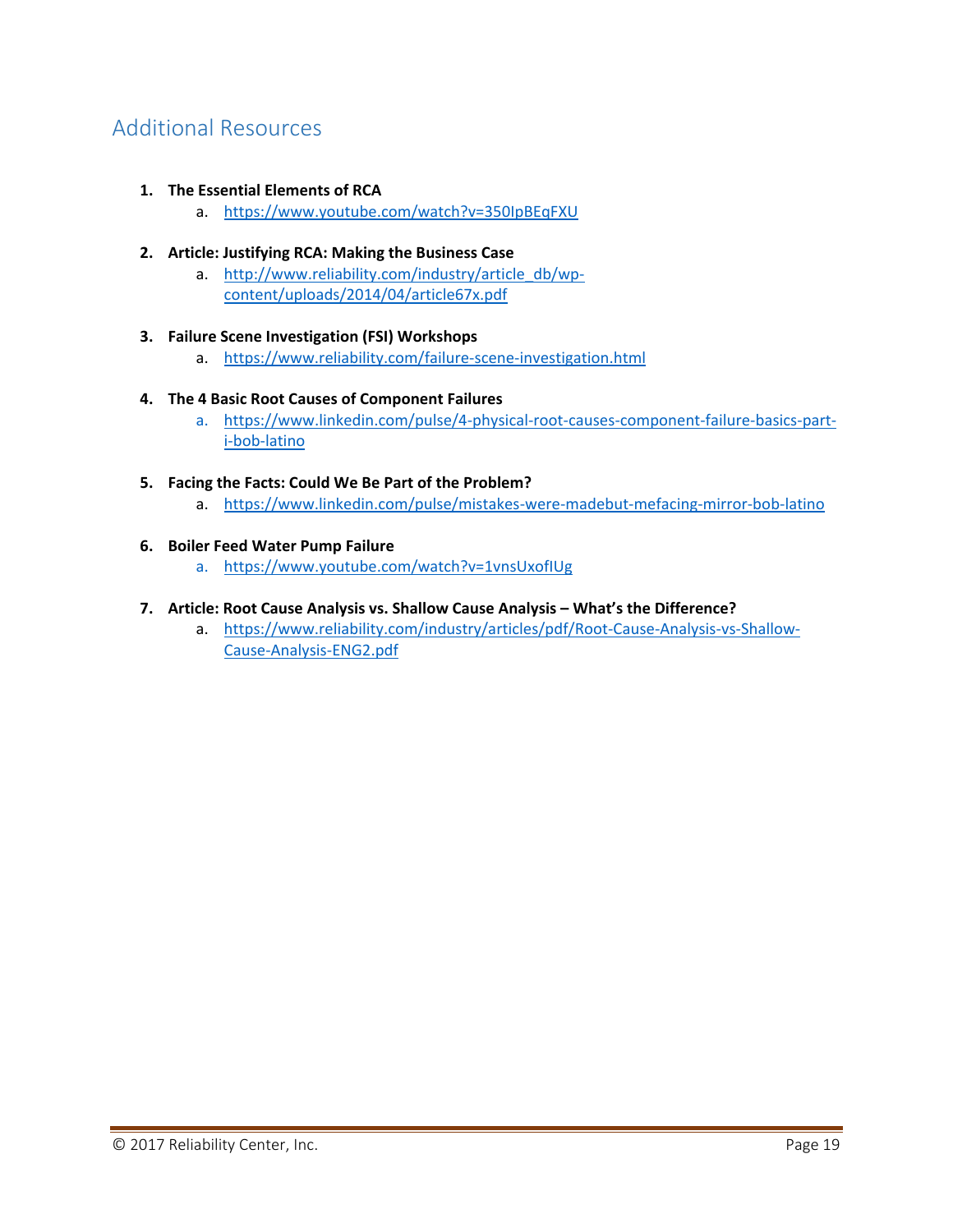## Additional Resources

1. **The Essential Elements of RCA**
   a. https://www.youtube.com/watch?v=350IpBEqFXU

2. **Article: Justifying RCA: Making the Business Case**
   a. http://www.reliability.com/industry/article_db/wp-content/uploads/2014/04/article67x.pdf

3. **Failure Scene Investigation (FSI) Workshops**
   a. https://www.reliability.com/failure-scene-investigation.html

4. **The 4 Basic Root Causes of Component Failures**
   a. https://www.linkedin.com/pulse/4-physical-root-causes-component-failure-basics-part-i-bob-latino

5. **Facing the Facts: Could We Be Part of the Problem?**
   a. https://www.linkedin.com/pulse/mistakes-were-madebut-mefacing-mirror-bob-latino

6. **Boiler Feed Water Pump Failure**
   a. https://www.youtube.com/watch?v=1vnsUxofIUg

7. **Article: Root Cause Analysis vs. Shallow Cause Analysis – What's the Difference?**
   a. https://www.reliability.com/industry/articles/pdf/Root-Cause-Analysis-vs-Shallow-Cause-Analysis-ENG2.pdf

© 2017 Reliability Center, Inc.